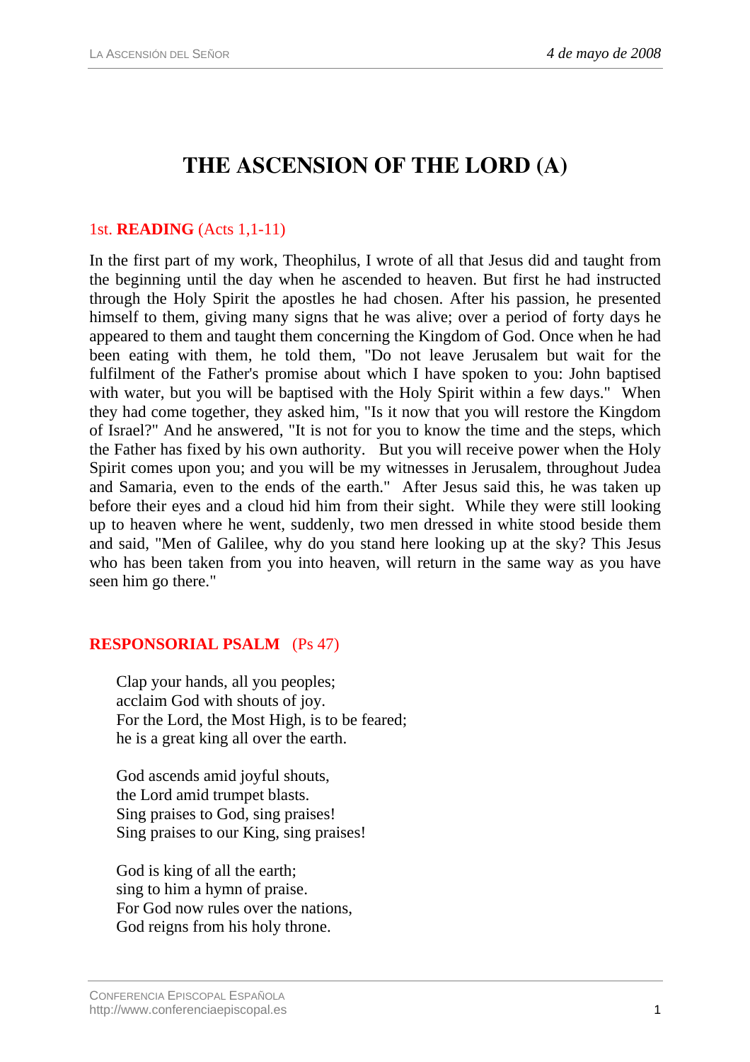# THE ASCENSION OF THE LORD (A)

## 1st. **READING** (Acts 1,1-11)

In the first part of my work, Theophilus, I wrote of all that Jesus did and taught from the beginning until the day when he ascended to heaven. But first he had instructed through the Holy Spirit the apostles he had chosen. After his passion, he presented himself to them, giving many signs that he was alive; over a period of forty days he appeared to them and taught them concerning the Kingdom of God. Once when he had been eating with them, he told them, "Do not leave Jerusalem but wait for the fulfilment of the Father's promise about which I have spoken to you: John baptised with water, but you will be baptised with the Holy Spirit within a few days." When they had come together, they asked him, "Is it now that you will restore the Kingdom of Israel?" And he answered, "It is not for you to know the time and the steps, which the Father has fixed by his own authority. But you will receive power when the Holy Spirit comes upon you; and you will be my witnesses in Jerusalem, throughout Judea and Samaria, even to the ends of the earth." After Jesus said this, he was taken up before their eyes and a cloud hid him from their sight. While they were still looking up to heaven where he went, suddenly, two men dressed in white stood beside them and said, "Men of Galilee, why do you stand here looking up at the sky? This Jesus who has been taken from you into heaven, will return in the same way as you have seen him go there."

## **RESPONSORIAL PSALM** (Ps 47)

Clap your hands, all you peoples;
acclaim God with shouts of joy.
For the Lord, the Most High, is to be feared;
he is a great king all over the earth.

God ascends amid joyful shouts,
the Lord amid trumpet blasts.
Sing praises to God, sing praises!
Sing praises to our King, sing praises!

God is king of all the earth;
sing to him a hymn of praise.
For God now rules over the nations,
God reigns from his holy throne.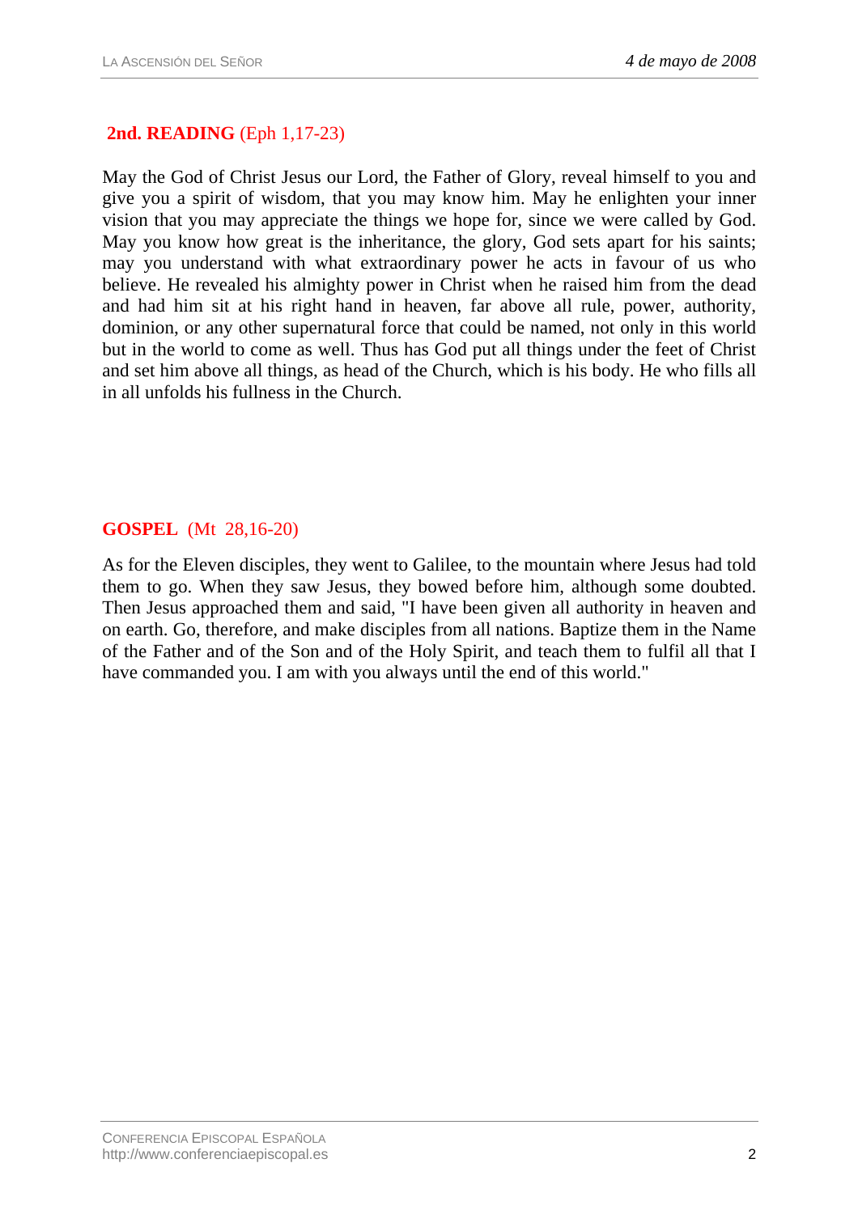## **2nd. READING** (Eph 1,17-23)

May the God of Christ Jesus our Lord, the Father of Glory, reveal himself to you and give you a spirit of wisdom, that you may know him. May he enlighten your inner vision that you may appreciate the things we hope for, since we were called by God. May you know how great is the inheritance, the glory, God sets apart for his saints; may you understand with what extraordinary power he acts in favour of us who believe. He revealed his almighty power in Christ when he raised him from the dead and had him sit at his right hand in heaven, far above all rule, power, authority, dominion, or any other supernatural force that could be named, not only in this world but in the world to come as well. Thus has God put all things under the feet of Christ and set him above all things, as head of the Church, which is his body. He who fills all in all unfolds his fullness in the Church.

## **GOSPEL** (Mt 28,16-20)

As for the Eleven disciples, they went to Galilee, to the mountain where Jesus had told them to go. When they saw Jesus, they bowed before him, although some doubted. Then Jesus approached them and said, "I have been given all authority in heaven and on earth. Go, therefore, and make disciples from all nations. Baptize them in the Name of the Father and of the Son and of the Holy Spirit, and teach them to fulfil all that I have commanded you. I am with you always until the end of this world."